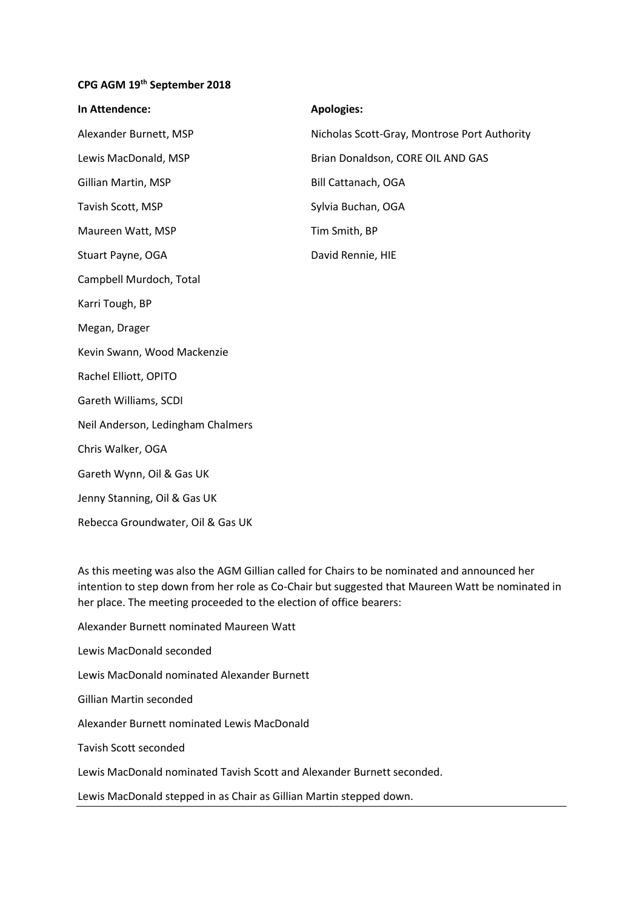**CPG AGM 19th September 2018**

**In Attendence:**

Alexander Burnett, MSP

Lewis MacDonald, MSP

Gillian Martin, MSP

Tavish Scott, MSP

Maureen Watt, MSP

Stuart Payne, OGA

Campbell Murdoch, Total

Karri Tough, BP

Megan, Drager

Kevin Swann, Wood Mackenzie

Rachel Elliott, OPITO

Gareth Williams, SCDI

Neil Anderson, Ledingham Chalmers

Chris Walker, OGA

Gareth Wynn, Oil & Gas UK

Jenny Stanning, Oil & Gas UK

Rebecca Groundwater, Oil & Gas UK

**Apologies:**

Nicholas Scott-Gray, Montrose Port Authority

Brian Donaldson, CORE OIL AND GAS

Bill Cattanach, OGA

Sylvia Buchan, OGA

Tim Smith, BP

David Rennie, HIE

As this meeting was also the AGM Gillian called for Chairs to be nominated and announced her intention to step down from her role as Co-Chair but suggested that Maureen Watt be nominated in her place. The meeting proceeded to the election of office bearers:

Alexander Burnett nominated Maureen Watt

Lewis MacDonald seconded

Lewis MacDonald nominated Alexander Burnett

Gillian Martin seconded

Alexander Burnett nominated Lewis MacDonald

Tavish Scott seconded

Lewis MacDonald nominated Tavish Scott and Alexander Burnett seconded.

Lewis MacDonald stepped in as Chair as Gillian Martin stepped down.

---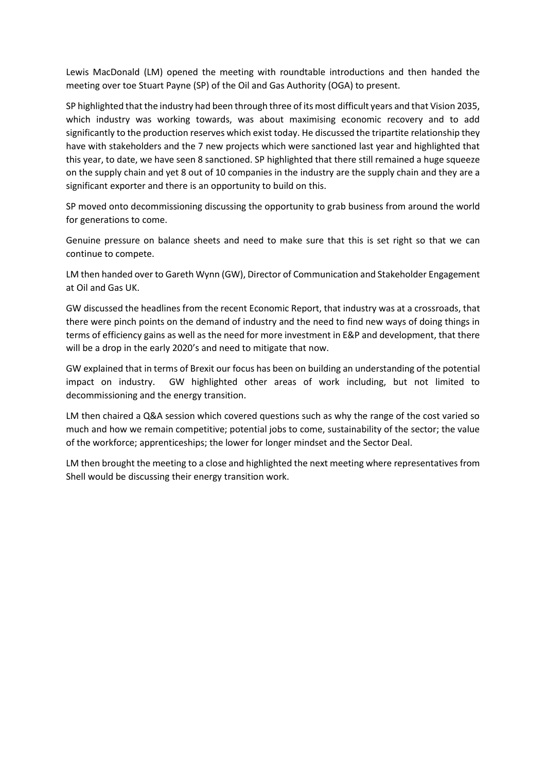Lewis MacDonald (LM) opened the meeting with roundtable introductions and then handed the meeting over toe Stuart Payne (SP) of the Oil and Gas Authority (OGA) to present.

SP highlighted that the industry had been through three of its most difficult years and that Vision 2035, which industry was working towards, was about maximising economic recovery and to add significantly to the production reserves which exist today. He discussed the tripartite relationship they have with stakeholders and the 7 new projects which were sanctioned last year and highlighted that this year, to date, we have seen 8 sanctioned. SP highlighted that there still remained a huge squeeze on the supply chain and yet 8 out of 10 companies in the industry are the supply chain and they are a significant exporter and there is an opportunity to build on this.

SP moved onto decommissioning discussing the opportunity to grab business from around the world for generations to come.

Genuine pressure on balance sheets and need to make sure that this is set right so that we can continue to compete.

LM then handed over to Gareth Wynn (GW), Director of Communication and Stakeholder Engagement at Oil and Gas UK.

GW discussed the headlines from the recent Economic Report, that industry was at a crossroads, that there were pinch points on the demand of industry and the need to find new ways of doing things in terms of efficiency gains as well as the need for more investment in E&P and development, that there will be a drop in the early 2020's and need to mitigate that now.

GW explained that in terms of Brexit our focus has been on building an understanding of the potential impact on industry. GW highlighted other areas of work including, but not limited to decommissioning and the energy transition.

LM then chaired a Q&A session which covered questions such as why the range of the cost varied so much and how we remain competitive; potential jobs to come, sustainability of the sector; the value of the workforce; apprenticeships; the lower for longer mindset and the Sector Deal.

LM then brought the meeting to a close and highlighted the next meeting where representatives from Shell would be discussing their energy transition work.